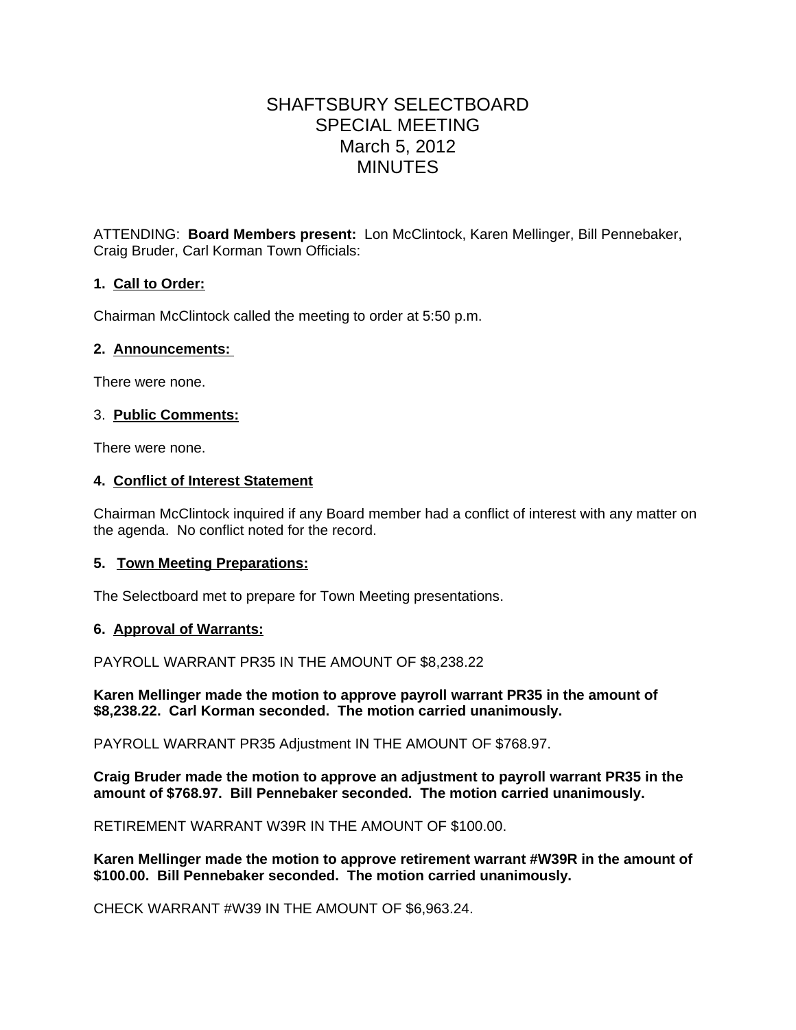# SHAFTSBURY SELECTBOARD
# SPECIAL MEETING
# March 5, 2012
# MINUTES

ATTENDING: **Board Members present:** Lon McClintock, Karen Mellinger, Bill Pennebaker, Craig Bruder, Carl Korman Town Officials:

**1. Call to Order:**

Chairman McClintock called the meeting to order at 5:50 p.m.

**2. Announcements:**

There were none.

3. **Public Comments:**

There were none.

**4. Conflict of Interest Statement**

Chairman McClintock inquired if any Board member had a conflict of interest with any matter on the agenda. No conflict noted for the record.

**5. Town Meeting Preparations:**

The Selectboard met to prepare for Town Meeting presentations.

**6. Approval of Warrants:**

PAYROLL WARRANT PR35 IN THE AMOUNT OF $8,238.22

**Karen Mellinger made the motion to approve payroll warrant PR35 in the amount of $8,238.22. Carl Korman seconded. The motion carried unanimously.**

PAYROLL WARRANT PR35 Adjustment IN THE AMOUNT OF $768.97.

**Craig Bruder made the motion to approve an adjustment to payroll warrant PR35 in the amount of $768.97. Bill Pennebaker seconded. The motion carried unanimously.**

RETIREMENT WARRANT W39R IN THE AMOUNT OF $100.00.

**Karen Mellinger made the motion to approve retirement warrant #W39R in the amount of $100.00. Bill Pennebaker seconded. The motion carried unanimously.**

CHECK WARRANT #W39 IN THE AMOUNT OF $6,963.24.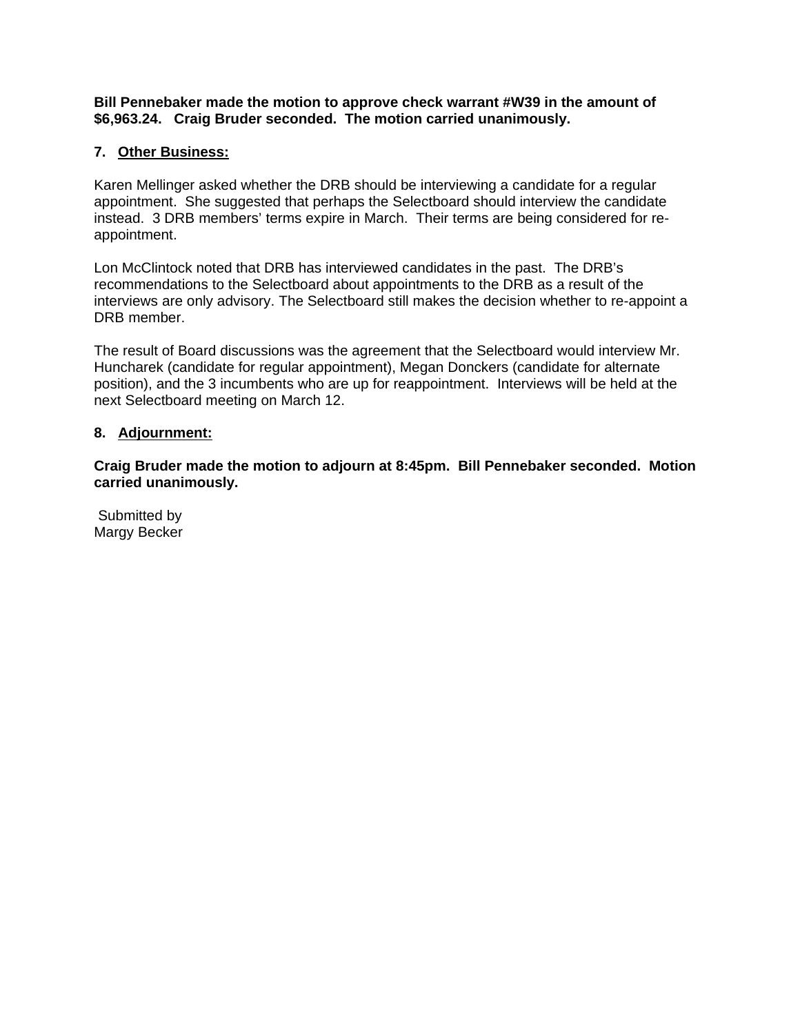**Bill Pennebaker made the motion to approve check warrant #W39 in the amount of $6,963.24. Craig Bruder seconded. The motion carried unanimously.**

## 7. Other Business:

Karen Mellinger asked whether the DRB should be interviewing a candidate for a regular appointment. She suggested that perhaps the Selectboard should interview the candidate instead. 3 DRB members' terms expire in March. Their terms are being considered for re-appointment.

Lon McClintock noted that DRB has interviewed candidates in the past. The DRB's recommendations to the Selectboard about appointments to the DRB as a result of the interviews are only advisory. The Selectboard still makes the decision whether to re-appoint a DRB member.

The result of Board discussions was the agreement that the Selectboard would interview Mr. Huncharek (candidate for regular appointment), Megan Donckers (candidate for alternate position), and the 3 incumbents who are up for reappointment. Interviews will be held at the next Selectboard meeting on March 12.

## 8. Adjournment:

**Craig Bruder made the motion to adjourn at 8:45pm. Bill Pennebaker seconded. Motion carried unanimously.**

Submitted by
Margy Becker